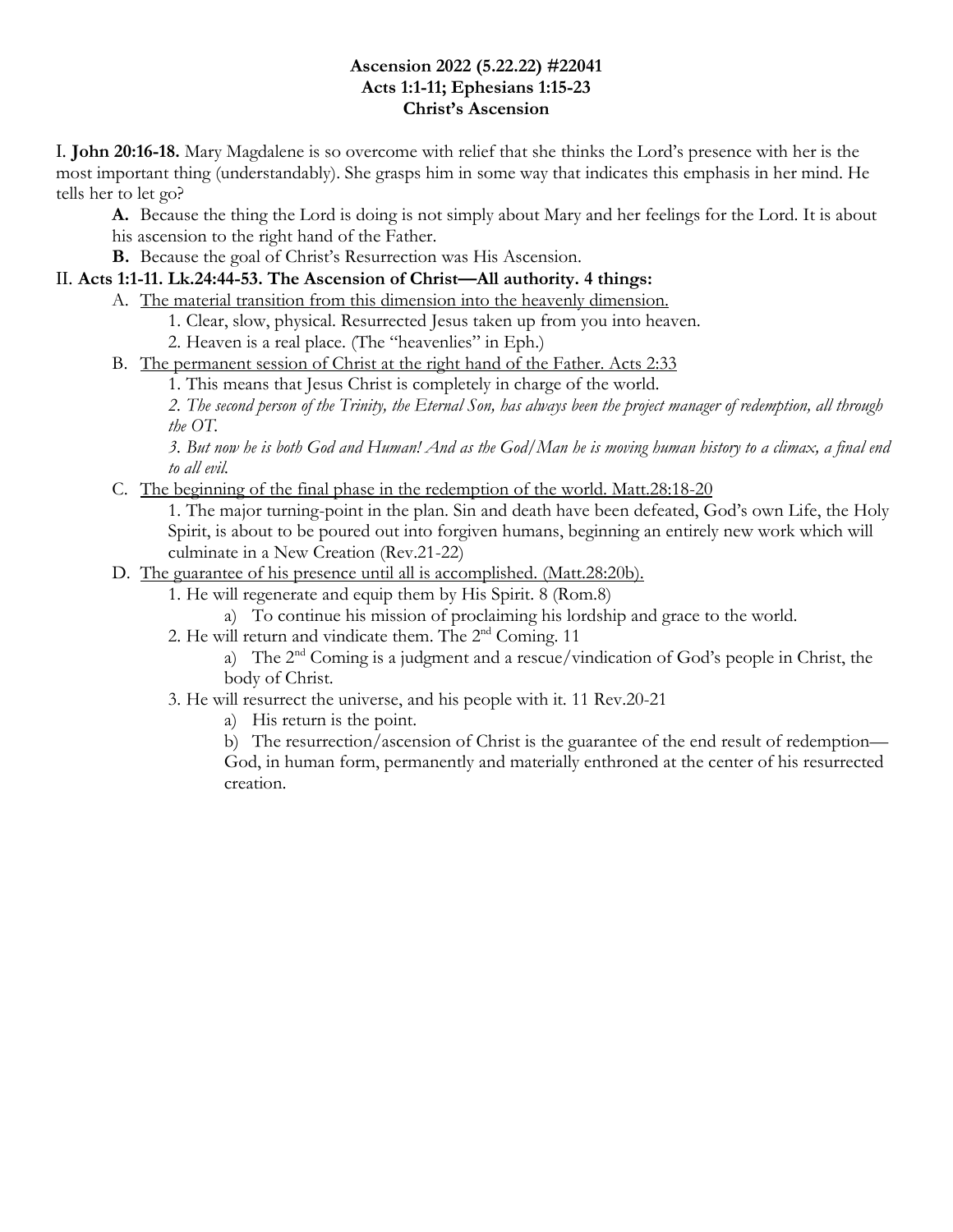**Ascension 2022 (5.22.22) #22041**
**Acts 1:1-11; Ephesians 1:15-23**
**Christ's Ascension**

I. **John 20:16-18.** Mary Magdalene is so overcome with relief that she thinks the Lord's presence with her is the most important thing (understandably). She grasps him in some way that indicates this emphasis in her mind. He tells her to let go?

- **A.** Because the thing the Lord is doing is not simply about Mary and her feelings for the Lord. It is about his ascension to the right hand of the Father.
- **B.** Because the goal of Christ's Resurrection was His Ascension.

II. **Acts 1:1-11. Lk.24:44-53. The Ascension of Christ—All authority. 4 things:**

- A. <u>The material transition from this dimension into the heavenly dimension.</u>
  - 1. Clear, slow, physical. Resurrected Jesus taken up from you into heaven.
  - 2. Heaven is a real place. (The "heavenlies" in Eph.)
- B. <u>The permanent session of Christ at the right hand of the Father. Acts 2:33</u>
  - 1. This means that Jesus Christ is completely in charge of the world.
  - *2. The second person of the Trinity, the Eternal Son, has always been the project manager of redemption, all through the OT.*
  - *3. But now he is both God and Human! And as the God/Man he is moving human history to a climax, a final end to all evil.*
- C. <u>The beginning of the final phase in the redemption of the world. Matt.28:18-20</u>
  - 1. The major turning-point in the plan. Sin and death have been defeated, God's own Life, the Holy Spirit, is about to be poured out into forgiven humans, beginning an entirely new work which will culminate in a New Creation (Rev.21-22)
- D. <u>The guarantee of his presence until all is accomplished. (Matt.28:20b).</u>
  - 1. He will regenerate and equip them by His Spirit. 8 (Rom.8)
    - a) To continue his mission of proclaiming his lordship and grace to the world.
  - 2. He will return and vindicate them. The 2nd Coming. 11
    - a) The 2nd Coming is a judgment and a rescue/vindication of God's people in Christ, the body of Christ.
  - 3. He will resurrect the universe, and his people with it. 11 Rev.20-21
    - a) His return is the point.
    - b) The resurrection/ascension of Christ is the guarantee of the end result of redemption—God, in human form, permanently and materially enthroned at the center of his resurrected creation.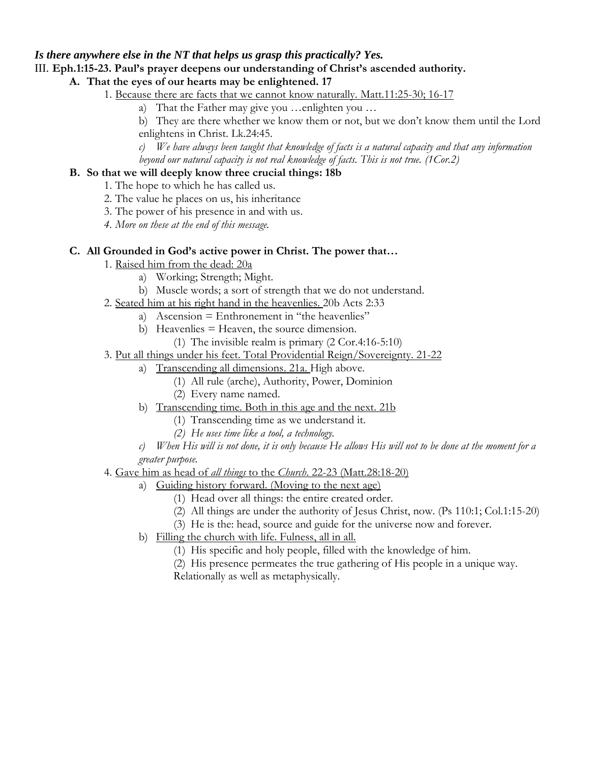***Is there anywhere else in the NT that helps us grasp this practically? Yes.***

III. **Eph.1:15-23. Paul's prayer deepens our understanding of Christ's ascended authority.**

- **A. That the eyes of our hearts may be enlightened. 17**
  - 1. <u>Because there are facts that we cannot know naturally. Matt.11:25-30; 16-17</u>
    - a) That the Father may give you …enlighten you …
    - b) They are there whether we know them or not, but we don't know them until the Lord enlightens in Christ. Lk.24:45.
    - *c) We have always been taught that knowledge of facts is a natural capacity and that any information beyond our natural capacity is not real knowledge of facts. This is not true. (1Cor.2)*
- **B. So that we will deeply know three crucial things: 18b**
  - 1. The hope to which he has called us.
  - 2. The value he places on us, his inheritance
  - 3. The power of his presence in and with us.
  - *4. More on these at the end of this message.*
- **C. All Grounded in God's active power in Christ. The power that…**
  - 1. <u>Raised him from the dead: 20a</u>
    - a) Working; Strength; Might.
    - b) Muscle words; a sort of strength that we do not understand.
  - 2. <u>Seated him at his right hand in the heavenlies.</u> 20b Acts 2:33
    - a) Ascension = Enthronement in "the heavenlies"
    - b) Heavenlies = Heaven, the source dimension.
      - (1) The invisible realm is primary (2 Cor.4:16-5:10)
  - 3. <u>Put all things under his feet. Total Providential Reign/Sovereignty. 21-22</u>
    - a) <u>Transcending all dimensions. 21a.</u> High above.
      - (1) All rule (arche), Authority, Power, Dominion
      - (2) Every name named.
    - b) <u>Transcending time. Both in this age and the next. 21b</u>
      - (1) Transcending time as we understand it.
      - *(2) He uses time like a tool, a technology.*
    - *c) When His will is not done, it is only because He allows His will not to be done at the moment for a greater purpose.*
  - 4. <u>Gave him as head of *all things* to the *Church*. 22-23 (Matt.28:18-20)</u>
    - a) <u>Guiding history forward. (Moving to the next age)</u>
      - (1) Head over all things: the entire created order.
      - (2) All things are under the authority of Jesus Christ, now. (Ps 110:1; Col.1:15-20)
      - (3) He is the: head, source and guide for the universe now and forever.
    - b) <u>Filling the church with life. Fulness, all in all.</u>
      - (1) His specific and holy people, filled with the knowledge of him.
      - (2) His presence permeates the true gathering of His people in a unique way. Relationally as well as metaphysically.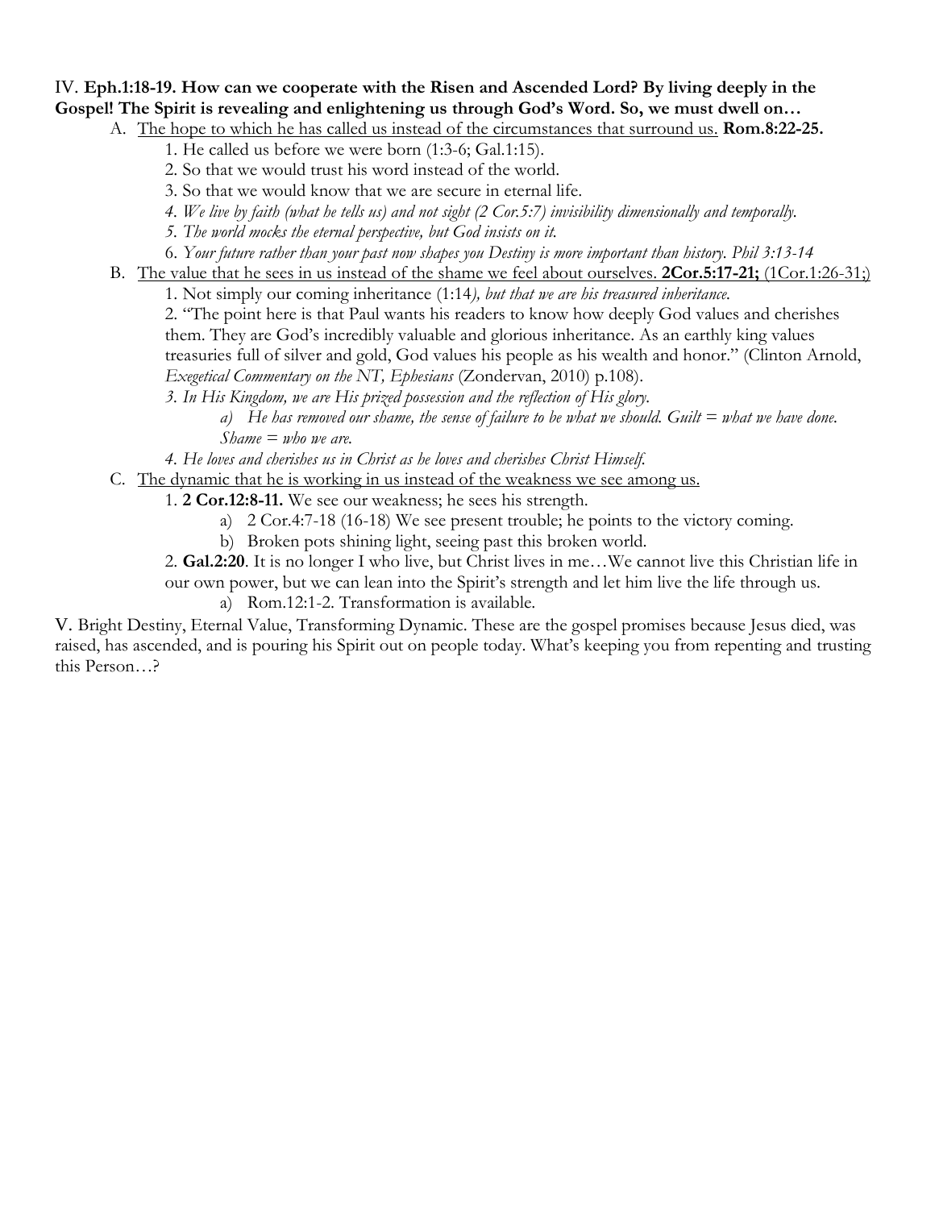IV. **Eph.1:18-19. How can we cooperate with the Risen and Ascended Lord? By living deeply in the Gospel! The Spirit is revealing and enlightening us through God's Word. So, we must dwell on…**

- A. <u>The hope to which he has called us instead of the circumstances that surround us.</u> **Rom.8:22-25.**
  1. He called us before we were born (1:3-6; Gal.1:15).
  2. So that we would trust his word instead of the world.
  3. So that we would know that we are secure in eternal life.
  4. *We live by faith (what he tells us) and not sight (2 Cor.5:7) invisibility dimensionally and temporally.*
  5. *The world mocks the eternal perspective, but God insists on it.*
  6. *Your future rather than your past now shapes you Destiny is more important than history. Phil 3:13-14*
- B. <u>The value that he sees in us instead of the shame we feel about ourselves.</u> **2Cor.5:17-21;** <u>(1Cor.1:26-31;)</u>
  1. Not simply our coming inheritance (1:14*), but that we are his treasured inheritance.*
  2. "The point here is that Paul wants his readers to know how deeply God values and cherishes them. They are God's incredibly valuable and glorious inheritance. As an earthly king values treasuries full of silver and gold, God values his people as his wealth and honor." (Clinton Arnold, *Exegetical Commentary on the NT, Ephesians* (Zondervan, 2010) p.108).
  3. *In His Kingdom, we are His prized possession and the reflection of His glory.*
     - a) *He has removed our shame, the sense of failure to be what we should. Guilt = what we have done. Shame = who we are.*
  4. *He loves and cherishes us in Christ as he loves and cherishes Christ Himself.*
- C. <u>The dynamic that he is working in us instead of the weakness we see among us.</u>
  1. **2 Cor.12:8-11.** We see our weakness; he sees his strength.
     - a) 2 Cor.4:7-18 (16-18) We see present trouble; he points to the victory coming.
     - b) Broken pots shining light, seeing past this broken world.
  2. **Gal.2:20**. It is no longer I who live, but Christ lives in me…We cannot live this Christian life in our own power, but we can lean into the Spirit's strength and let him live the life through us.
     - a) Rom.12:1-2. Transformation is available.

V. Bright Destiny, Eternal Value, Transforming Dynamic. These are the gospel promises because Jesus died, was raised, has ascended, and is pouring his Spirit out on people today. What's keeping you from repenting and trusting this Person…?